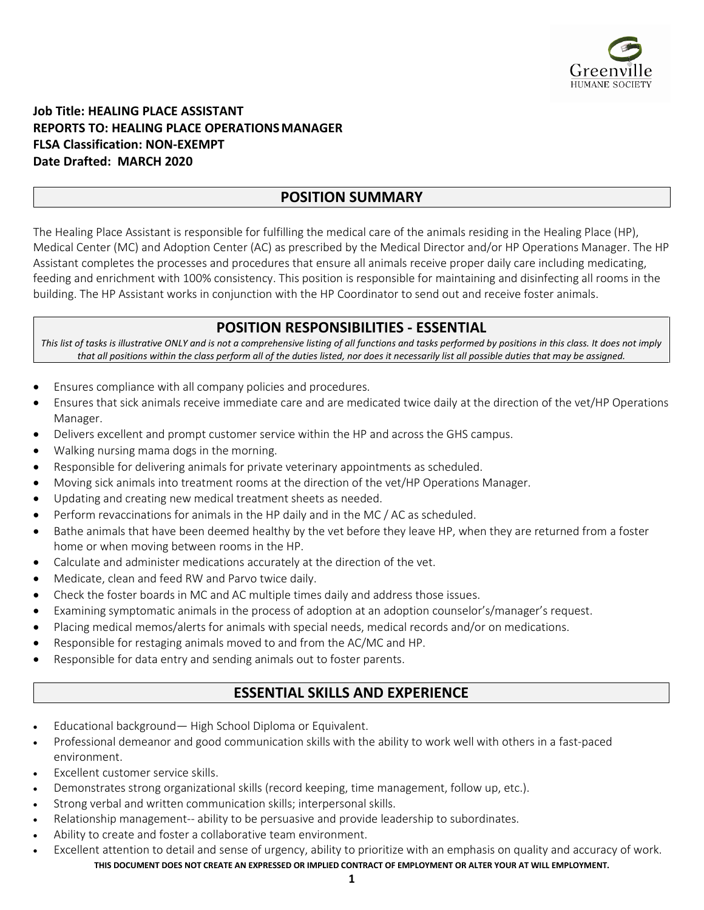**Job Title: HEALING PLACE ASSISTANT**
**REPORTS TO: HEALING PLACE OPERATIONS MANAGER**
**FLSA Classification: NON-EXEMPT**
**Date Drafted: MARCH 2020**

## POSITION SUMMARY

The Healing Place Assistant is responsible for fulfilling the medical care of the animals residing in the Healing Place (HP), Medical Center (MC) and Adoption Center (AC) as prescribed by the Medical Director and/or HP Operations Manager. The HP Assistant completes the processes and procedures that ensure all animals receive proper daily care including medicating, feeding and enrichment with 100% consistency. This position is responsible for maintaining and disinfecting all rooms in the building. The HP Assistant works in conjunction with the HP Coordinator to send out and receive foster animals.

## POSITION RESPONSIBILITIES - ESSENTIAL

*This list of tasks is illustrative ONLY and is not a comprehensive listing of all functions and tasks performed by positions in this class. It does not imply that all positions within the class perform all of the duties listed, nor does it necessarily list all possible duties that may be assigned.*

- Ensures compliance with all company policies and procedures.
- Ensures that sick animals receive immediate care and are medicated twice daily at the direction of the vet/HP Operations Manager.
- Delivers excellent and prompt customer service within the HP and across the GHS campus.
- Walking nursing mama dogs in the morning.
- Responsible for delivering animals for private veterinary appointments as scheduled.
- Moving sick animals into treatment rooms at the direction of the vet/HP Operations Manager.
- Updating and creating new medical treatment sheets as needed.
- Perform revaccinations for animals in the HP daily and in the MC / AC as scheduled.
- Bathe animals that have been deemed healthy by the vet before they leave HP, when they are returned from a foster home or when moving between rooms in the HP.
- Calculate and administer medications accurately at the direction of the vet.
- Medicate, clean and feed RW and Parvo twice daily.
- Check the foster boards in MC and AC multiple times daily and address those issues.
- Examining symptomatic animals in the process of adoption at an adoption counselor's/manager's request.
- Placing medical memos/alerts for animals with special needs, medical records and/or on medications.
- Responsible for restaging animals moved to and from the AC/MC and HP.
- Responsible for data entry and sending animals out to foster parents.

## ESSENTIAL SKILLS AND EXPERIENCE

- Educational background— High School Diploma or Equivalent.
- Professional demeanor and good communication skills with the ability to work well with others in a fast-paced environment.
- Excellent customer service skills.
- Demonstrates strong organizational skills (record keeping, time management, follow up, etc.).
- Strong verbal and written communication skills; interpersonal skills.
- Relationship management-- ability to be persuasive and provide leadership to subordinates.
- Ability to create and foster a collaborative team environment.
- Excellent attention to detail and sense of urgency, ability to prioritize with an emphasis on quality and accuracy of work.

**THIS DOCUMENT DOES NOT CREATE AN EXPRESSED OR IMPLIED CONTRACT OF EMPLOYMENT OR ALTER YOUR AT WILL EMPLOYMENT.**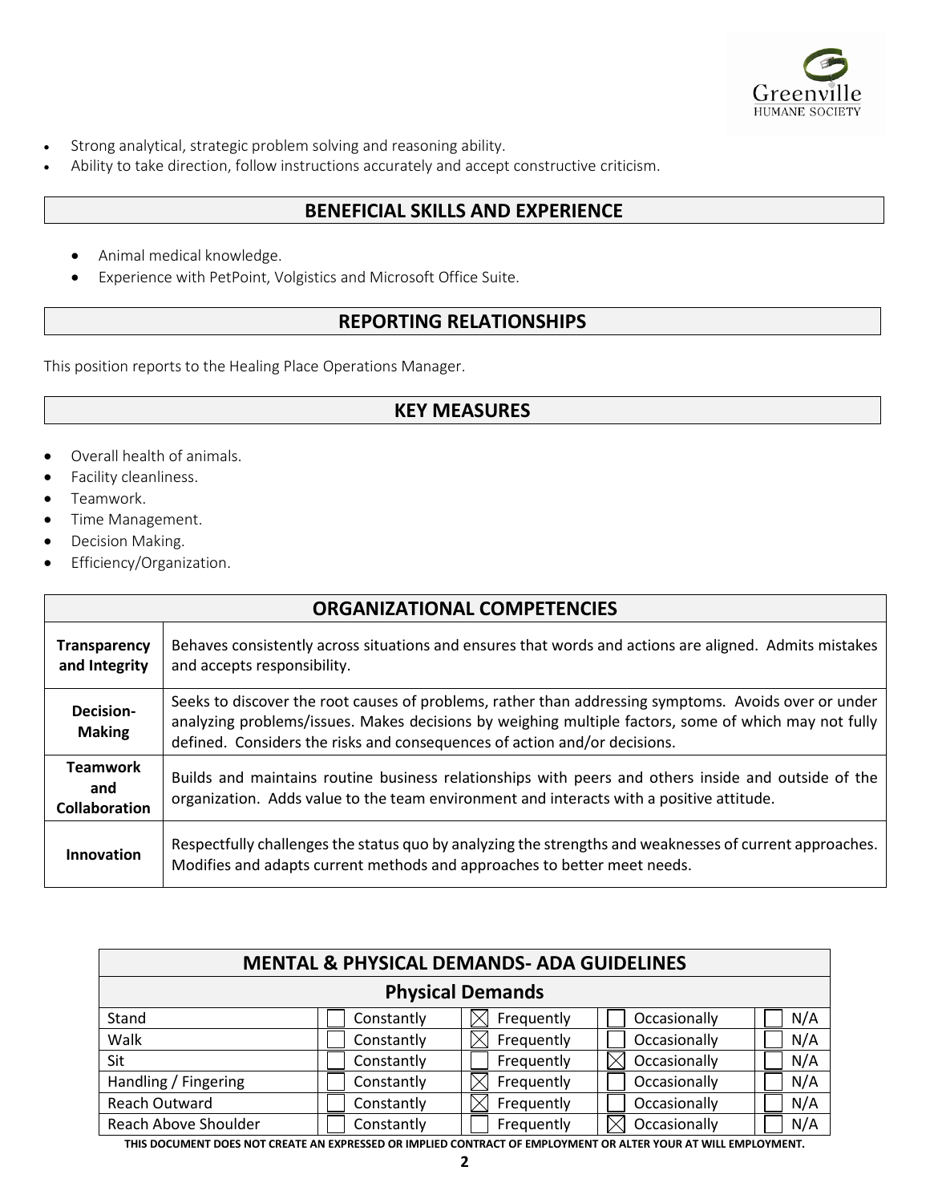- Strong analytical, strategic problem solving and reasoning ability.
- Ability to take direction, follow instructions accurately and accept constructive criticism.

## BENEFICIAL SKILLS AND EXPERIENCE

- Animal medical knowledge.
- Experience with PetPoint, Volgistics and Microsoft Office Suite.

## REPORTING RELATIONSHIPS

This position reports to the Healing Place Operations Manager.

## KEY MEASURES

- Overall health of animals.
- Facility cleanliness.
- Teamwork.
- Time Management.
- Decision Making.
- Efficiency/Organization.

| ORGANIZATIONAL COMPETENCIES | |
|---|---|
| **Transparency and Integrity** | Behaves consistently across situations and ensures that words and actions are aligned. Admits mistakes and accepts responsibility. |
| **Decision-Making** | Seeks to discover the root causes of problems, rather than addressing symptoms. Avoids over or under analyzing problems/issues. Makes decisions by weighing multiple factors, some of which may not fully defined. Considers the risks and consequences of action and/or decisions. |
| **Teamwork and Collaboration** | Builds and maintains routine business relationships with peers and others inside and outside of the organization. Adds value to the team environment and interacts with a positive attitude. |
| **Innovation** | Respectfully challenges the status quo by analyzing the strengths and weaknesses of current approaches. Modifies and adapts current methods and approaches to better meet needs. |

| MENTAL & PHYSICAL DEMANDS- ADA GUIDELINES | | | | |
|---|---|---|---|---|
| **Physical Demands** | | | | |
| Stand | ☐ Constantly | ☒ Frequently | ☐ Occasionally | ☐ N/A |
| Walk | ☐ Constantly | ☒ Frequently | ☐ Occasionally | ☐ N/A |
| Sit | ☐ Constantly | ☐ Frequently | ☒ Occasionally | ☐ N/A |
| Handling / Fingering | ☐ Constantly | ☒ Frequently | ☐ Occasionally | ☐ N/A |
| Reach Outward | ☐ Constantly | ☒ Frequently | ☐ Occasionally | ☐ N/A |
| Reach Above Shoulder | ☐ Constantly | ☐ Frequently | ☒ Occasionally | ☐ N/A |

**THIS DOCUMENT DOES NOT CREATE AN EXPRESSED OR IMPLIED CONTRACT OF EMPLOYMENT OR ALTER YOUR AT WILL EMPLOYMENT.**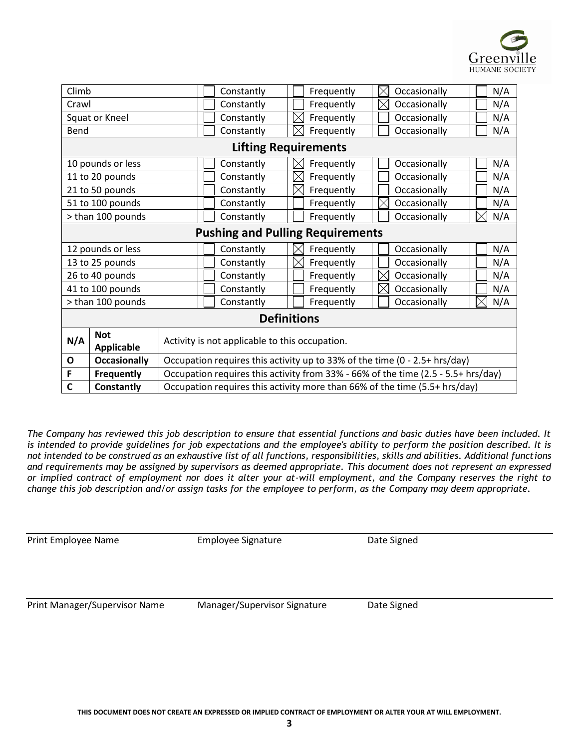| | Constantly | Frequently | Occasionally | N/A |
|---|---|---|---|---|
| Climb | ☐ | ☐ | ☒ | ☐ |
| Crawl | ☐ | ☐ | ☒ | ☐ |
| Squat or Kneel | ☐ | ☒ | ☐ | ☐ |
| Bend | ☐ | ☒ | ☐ | ☐ |
| **Lifting Requirements** | | | | |
| 10 pounds or less | ☐ | ☒ | ☐ | ☐ |
| 11 to 20 pounds | ☐ | ☒ | ☐ | ☐ |
| 21 to 50 pounds | ☐ | ☒ | ☐ | ☐ |
| 51 to 100 pounds | ☐ | ☐ | ☒ | ☐ |
| > than 100 pounds | ☐ | ☐ | ☐ | ☒ |
| **Pushing and Pulling Requirements** | | | | |
| 12 pounds or less | ☐ | ☒ | ☐ | ☐ |
| 13 to 25 pounds | ☐ | ☒ | ☐ | ☐ |
| 26 to 40 pounds | ☐ | ☐ | ☒ | ☐ |
| 41 to 100 pounds | ☐ | ☐ | ☒ | ☐ |
| > than 100 pounds | ☐ | ☐ | ☐ | ☒ |

**Definitions**

| | | |
|---|---|---|
| **N/A** | **Not Applicable** | Activity is not applicable to this occupation. |
| **O** | **Occasionally** | Occupation requires this activity up to 33% of the time (0 - 2.5+ hrs/day) |
| **F** | **Frequently** | Occupation requires this activity from 33% - 66% of the time (2.5 - 5.5+ hrs/day) |
| **C** | **Constantly** | Occupation requires this activity more than 66% of the time (5.5+ hrs/day) |

*The Company has reviewed this job description to ensure that essential functions and basic duties have been included. It is intended to provide guidelines for job expectations and the employee's ability to perform the position described. It is not intended to be construed as an exhaustive list of all functions, responsibilities, skills and abilities. Additional functions and requirements may be assigned by supervisors as deemed appropriate. This document does not represent an expressed or implied contract of employment nor does it alter your at-will employment, and the Company reserves the right to change this job description and/or assign tasks for the employee to perform, as the Company may deem appropriate.*

Print Employee Name    Employee Signature    Date Signed

Print Manager/Supervisor Name    Manager/Supervisor Signature    Date Signed

**THIS DOCUMENT DOES NOT CREATE AN EXPRESSED OR IMPLIED CONTRACT OF EMPLOYMENT OR ALTER YOUR AT WILL EMPLOYMENT.**